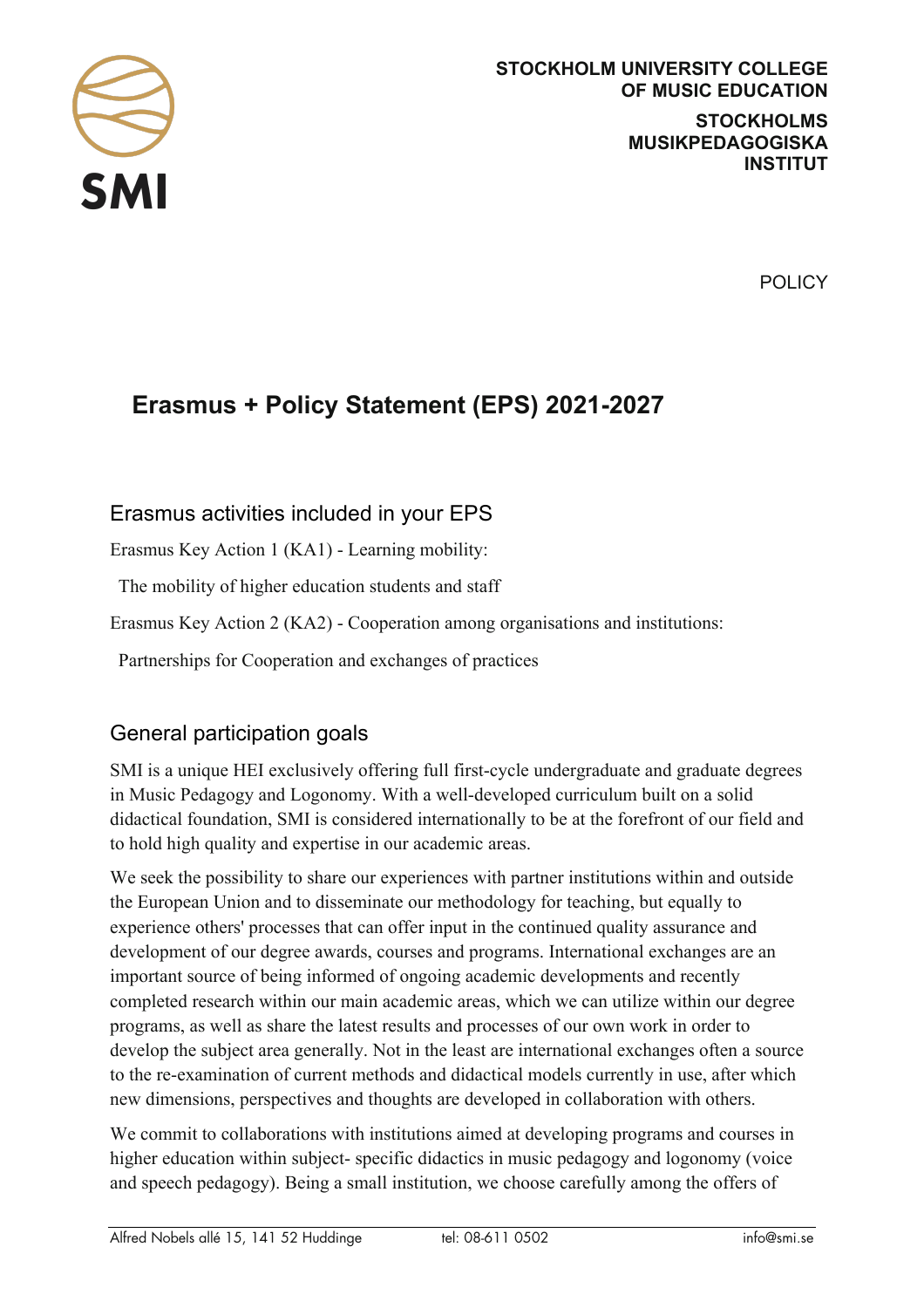STOCKHOLM UNIVERSITY COLLEGE OF MUSIC EDUCATION

STOCKHOLMS MUSIKPEDAGOGISKA INSTITUT

POLICY

# Erasmus + Policy Statement (EPS) 2021-2027

## Erasmus activities included in your EPS

Erasmus Key Action 1 (KA1) - Learning mobility:

The mobility of higher education students and staff

Erasmus Key Action 2 (KA2) - Cooperation among organisations and institutions:

Partnerships for Cooperation and exchanges of practices

## General participation goals

SMI is a unique HEI exclusively offering full first-cycle undergraduate and graduate degrees in Music Pedagogy and Logonomy. With a well-developed curriculum built on a solid didactical foundation, SMI is considered internationally to be at the forefront of our field and to hold high quality and expertise in our academic areas.

We seek the possibility to share our experiences with partner institutions within and outside the European Union and to disseminate our methodology for teaching, but equally to experience others' processes that can offer input in the continued quality assurance and development of our degree awards, courses and programs. International exchanges are an important source of being informed of ongoing academic developments and recently completed research within our main academic areas, which we can utilize within our degree programs, as well as share the latest results and processes of our own work in order to develop the subject area generally. Not in the least are international exchanges often a source to the re-examination of current methods and didactical models currently in use, after which new dimensions, perspectives and thoughts are developed in collaboration with others.

We commit to collaborations with institutions aimed at developing programs and courses in higher education within subject- specific didactics in music pedagogy and logonomy (voice and speech pedagogy). Being a small institution, we choose carefully among the offers of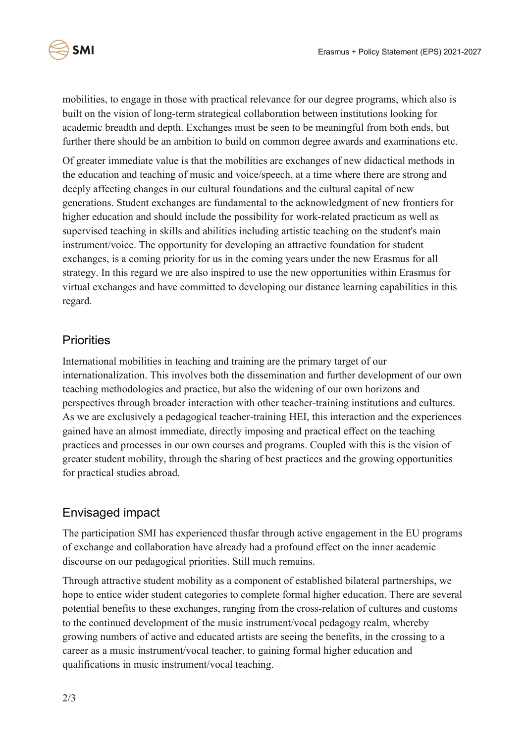mobilities, to engage in those with practical relevance for our degree programs, which also is built on the vision of long-term strategical collaboration between institutions looking for academic breadth and depth. Exchanges must be seen to be meaningful from both ends, but further there should be an ambition to build on common degree awards and examinations etc.

Of greater immediate value is that the mobilities are exchanges of new didactical methods in the education and teaching of music and voice/speech, at a time where there are strong and deeply affecting changes in our cultural foundations and the cultural capital of new generations. Student exchanges are fundamental to the acknowledgment of new frontiers for higher education and should include the possibility for work-related practicum as well as supervised teaching in skills and abilities including artistic teaching on the student's main instrument/voice. The opportunity for developing an attractive foundation for student exchanges, is a coming priority for us in the coming years under the new Erasmus for all strategy. In this regard we are also inspired to use the new opportunities within Erasmus for virtual exchanges and have committed to developing our distance learning capabilities in this regard.

## Priorities

International mobilities in teaching and training are the primary target of our internationalization. This involves both the dissemination and further development of our own teaching methodologies and practice, but also the widening of our own horizons and perspectives through broader interaction with other teacher-training institutions and cultures. As we are exclusively a pedagogical teacher-training HEI, this interaction and the experiences gained have an almost immediate, directly imposing and practical effect on the teaching practices and processes in our own courses and programs. Coupled with this is the vision of greater student mobility, through the sharing of best practices and the growing opportunities for practical studies abroad.

## Envisaged impact

The participation SMI has experienced thusfar through active engagement in the EU programs of exchange and collaboration have already had a profound effect on the inner academic discourse on our pedagogical priorities. Still much remains.

Through attractive student mobility as a component of established bilateral partnerships, we hope to entice wider student categories to complete formal higher education. There are several potential benefits to these exchanges, ranging from the cross-relation of cultures and customs to the continued development of the music instrument/vocal pedagogy realm, whereby growing numbers of active and educated artists are seeing the benefits, in the crossing to a career as a music instrument/vocal teacher, to gaining formal higher education and qualifications in music instrument/vocal teaching.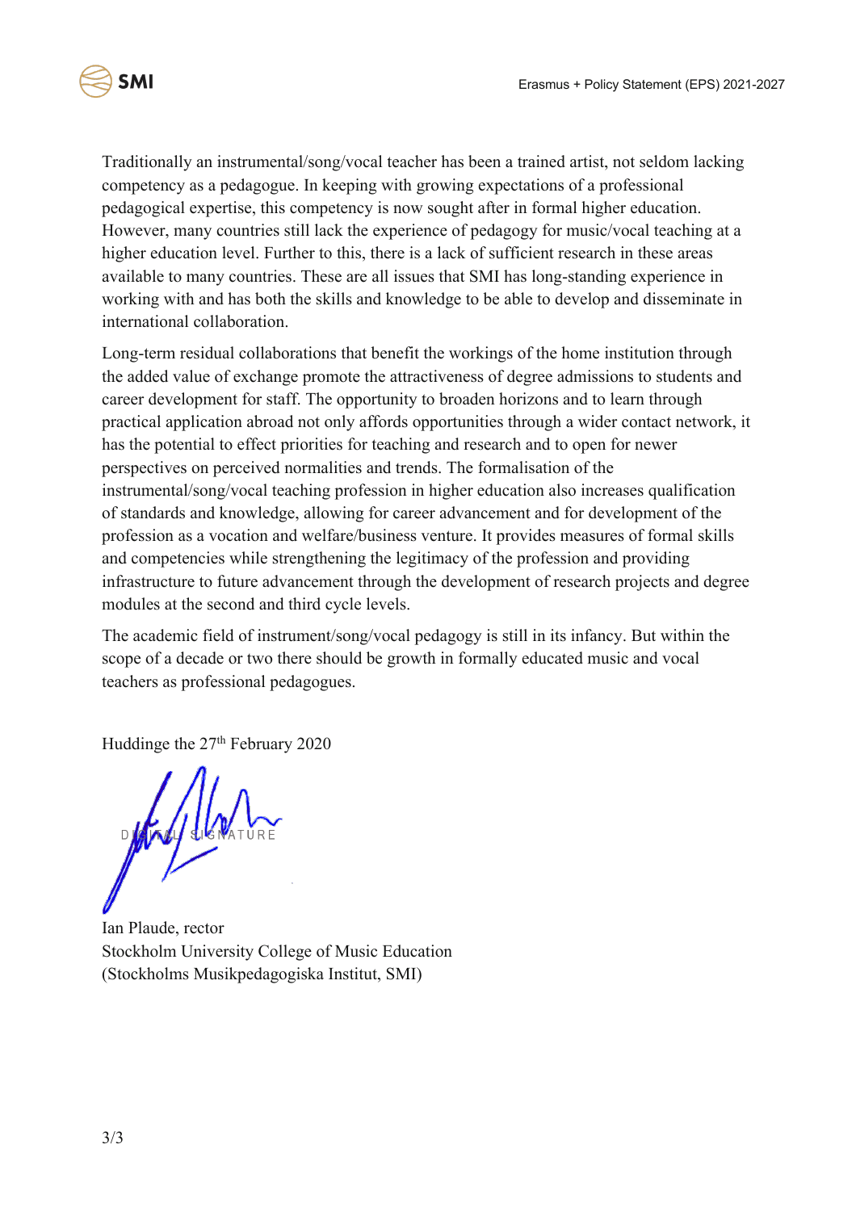Traditionally an instrumental/song/vocal teacher has been a trained artist, not seldom lacking competency as a pedagogue. In keeping with growing expectations of a professional pedagogical expertise, this competency is now sought after in formal higher education. However, many countries still lack the experience of pedagogy for music/vocal teaching at a higher education level. Further to this, there is a lack of sufficient research in these areas available to many countries. These are all issues that SMI has long-standing experience in working with and has both the skills and knowledge to be able to develop and disseminate in international collaboration.

Long-term residual collaborations that benefit the workings of the home institution through the added value of exchange promote the attractiveness of degree admissions to students and career development for staff. The opportunity to broaden horizons and to learn through practical application abroad not only affords opportunities through a wider contact network, it has the potential to effect priorities for teaching and research and to open for newer perspectives on perceived normalities and trends. The formalisation of the instrumental/song/vocal teaching profession in higher education also increases qualification of standards and knowledge, allowing for career advancement and for development of the profession as a vocation and welfare/business venture. It provides measures of formal skills and competencies while strengthening the legitimacy of the profession and providing infrastructure to future advancement through the development of research projects and degree modules at the second and third cycle levels.

The academic field of instrument/song/vocal pedagogy is still in its infancy. But within the scope of a decade or two there should be growth in formally educated music and vocal teachers as professional pedagogues.

Huddinge the 27th February 2020

DIGITAL SIGNATURE

Ian Plaude, rector
Stockholm University College of Music Education
(Stockholms Musikpedagogiska Institut, SMI)